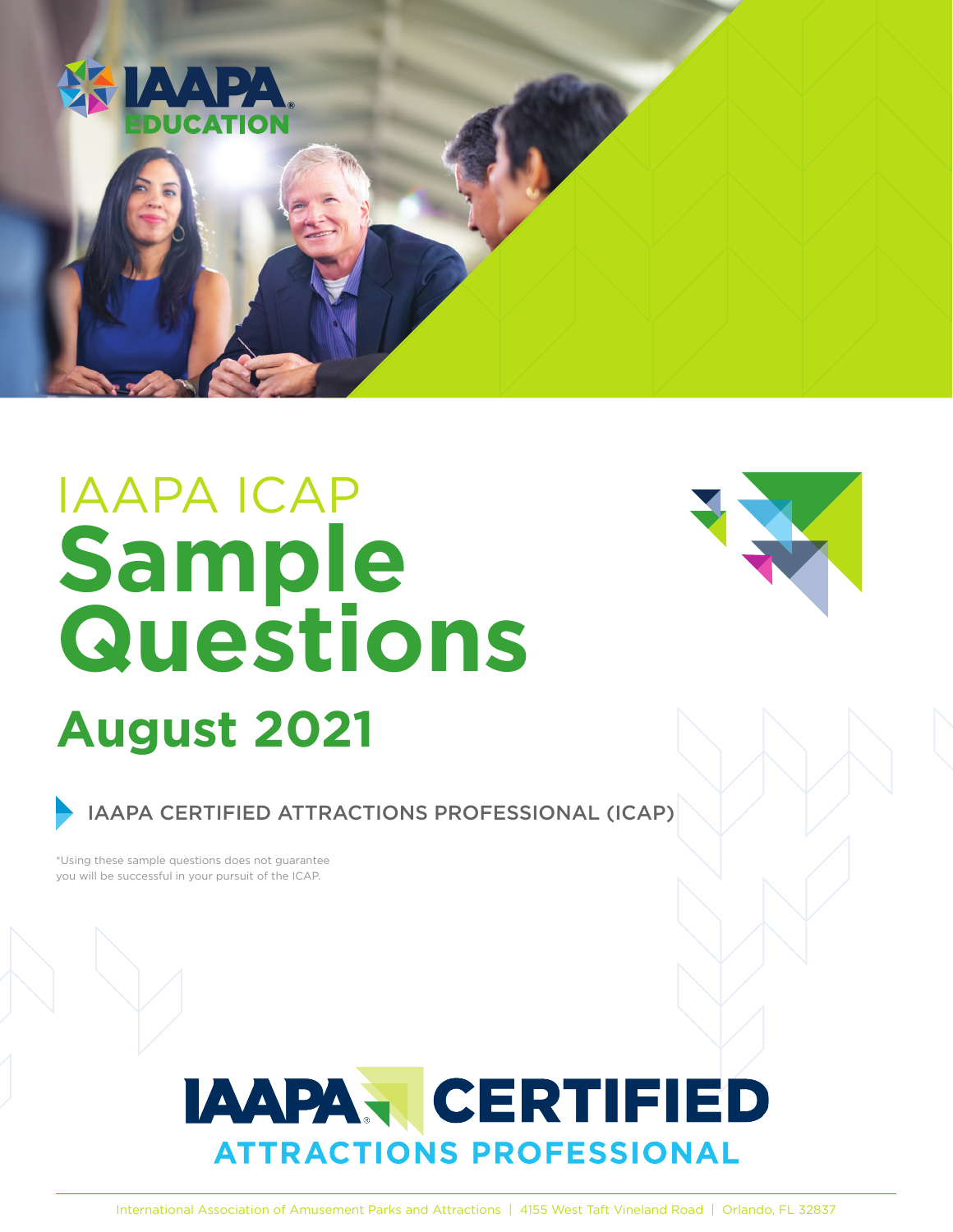IAAPA EDUCATION

# IAAPA ICAP Sample Questions

## August 2021

IAAPA CERTIFIED ATTRACTIONS PROFESSIONAL (ICAP)

*Using these sample questions does not guarantee you will be successful in your pursuit of the ICAP.

IAAPA CERTIFIED ATTRACTIONS PROFESSIONAL

International Association of Amusement Parks and Attractions | 4155 West Taft Vineland Road | Orlando, FL 32837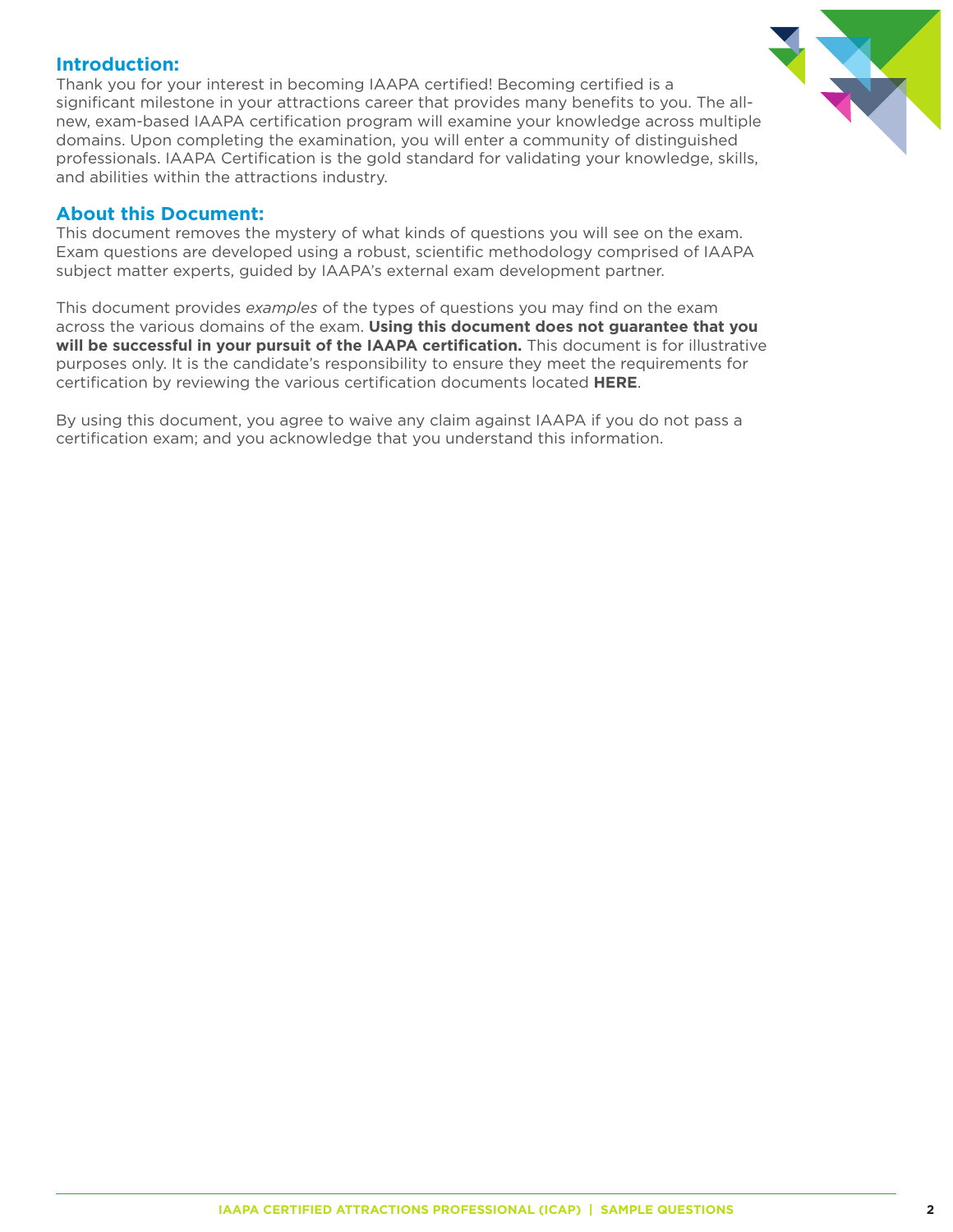## Introduction:

Thank you for your interest in becoming IAAPA certified! Becoming certified is a significant milestone in your attractions career that provides many benefits to you. The all-new, exam-based IAAPA certification program will examine your knowledge across multiple domains. Upon completing the examination, you will enter a community of distinguished professionals. IAAPA Certification is the gold standard for validating your knowledge, skills, and abilities within the attractions industry.

## About this Document:

This document removes the mystery of what kinds of questions you will see on the exam. Exam questions are developed using a robust, scientific methodology comprised of IAAPA subject matter experts, guided by IAAPA's external exam development partner.

This document provides *examples* of the types of questions you may find on the exam across the various domains of the exam. **Using this document does not guarantee that you will be successful in your pursuit of the IAAPA certification.** This document is for illustrative purposes only. It is the candidate's responsibility to ensure they meet the requirements for certification by reviewing the various certification documents located **HERE**.

By using this document, you agree to waive any claim against IAAPA if you do not pass a certification exam; and you acknowledge that you understand this information.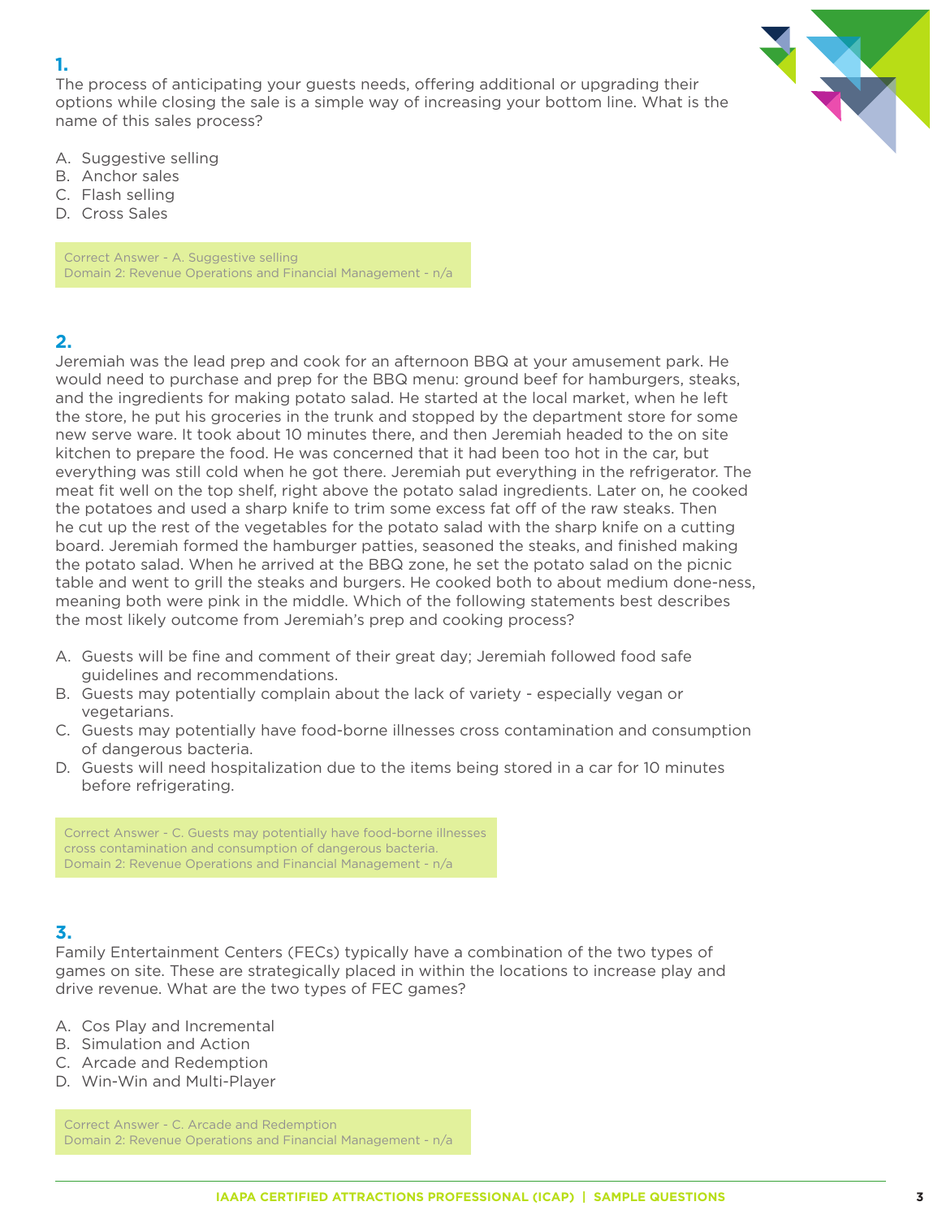**1.**

The process of anticipating your guests needs, offering additional or upgrading their options while closing the sale is a simple way of increasing your bottom line. What is the name of this sales process?

A. Suggestive selling
B. Anchor sales
C. Flash selling
D. Cross Sales

Correct Answer - A. Suggestive selling
Domain 2: Revenue Operations and Financial Management - n/a

**2.**

Jeremiah was the lead prep and cook for an afternoon BBQ at your amusement park. He would need to purchase and prep for the BBQ menu: ground beef for hamburgers, steaks, and the ingredients for making potato salad. He started at the local market, when he left the store, he put his groceries in the trunk and stopped by the department store for some new serve ware. It took about 10 minutes there, and then Jeremiah headed to the on site kitchen to prepare the food. He was concerned that it had been too hot in the car, but everything was still cold when he got there. Jeremiah put everything in the refrigerator. The meat fit well on the top shelf, right above the potato salad ingredients. Later on, he cooked the potatoes and used a sharp knife to trim some excess fat off of the raw steaks. Then he cut up the rest of the vegetables for the potato salad with the sharp knife on a cutting board. Jeremiah formed the hamburger patties, seasoned the steaks, and finished making the potato salad. When he arrived at the BBQ zone, he set the potato salad on the picnic table and went to grill the steaks and burgers. He cooked both to about medium done-ness, meaning both were pink in the middle. Which of the following statements best describes the most likely outcome from Jeremiah's prep and cooking process?

A. Guests will be fine and comment of their great day; Jeremiah followed food safe guidelines and recommendations.
B. Guests may potentially complain about the lack of variety - especially vegan or vegetarians.
C. Guests may potentially have food-borne illnesses cross contamination and consumption of dangerous bacteria.
D. Guests will need hospitalization due to the items being stored in a car for 10 minutes before refrigerating.

Correct Answer - C. Guests may potentially have food-borne illnesses cross contamination and consumption of dangerous bacteria.
Domain 2: Revenue Operations and Financial Management - n/a

**3.**

Family Entertainment Centers (FECs) typically have a combination of the two types of games on site. These are strategically placed in within the locations to increase play and drive revenue. What are the two types of FEC games?

A. Cos Play and Incremental
B. Simulation and Action
C. Arcade and Redemption
D. Win-Win and Multi-Player

Correct Answer - C. Arcade and Redemption
Domain 2: Revenue Operations and Financial Management - n/a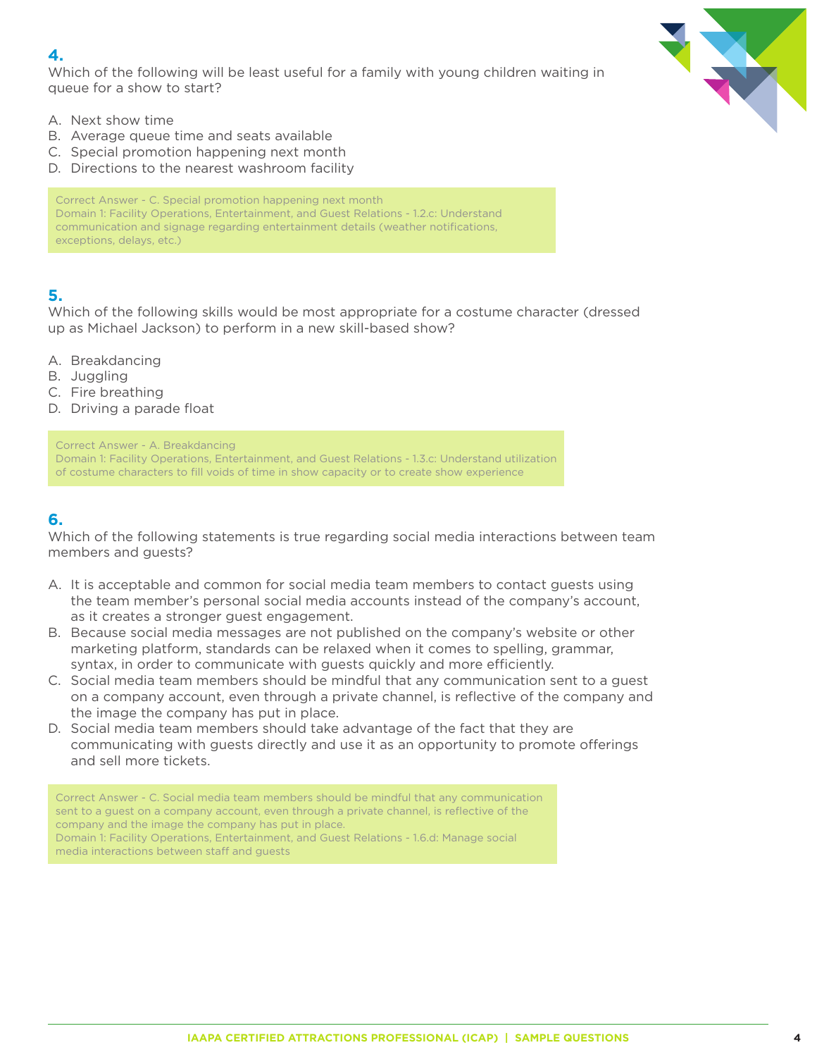### 4.

Which of the following will be least useful for a family with young children waiting in queue for a show to start?

A. Next show time
B. Average queue time and seats available
C. Special promotion happening next month
D. Directions to the nearest washroom facility

> Correct Answer - C. Special promotion happening next month
> Domain 1: Facility Operations, Entertainment, and Guest Relations - 1.2.c: Understand communication and signage regarding entertainment details (weather notifications, exceptions, delays, etc.)

### 5.

Which of the following skills would be most appropriate for a costume character (dressed up as Michael Jackson) to perform in a new skill-based show?

A. Breakdancing
B. Juggling
C. Fire breathing
D. Driving a parade float

> Correct Answer - A. Breakdancing
> Domain 1: Facility Operations, Entertainment, and Guest Relations - 1.3.c: Understand utilization of costume characters to fill voids of time in show capacity or to create show experience

### 6.

Which of the following statements is true regarding social media interactions between team members and guests?

A. It is acceptable and common for social media team members to contact guests using the team member's personal social media accounts instead of the company's account, as it creates a stronger guest engagement.
B. Because social media messages are not published on the company's website or other marketing platform, standards can be relaxed when it comes to spelling, grammar, syntax, in order to communicate with guests quickly and more efficiently.
C. Social media team members should be mindful that any communication sent to a guest on a company account, even through a private channel, is reflective of the company and the image the company has put in place.
D. Social media team members should take advantage of the fact that they are communicating with guests directly and use it as an opportunity to promote offerings and sell more tickets.

> Correct Answer - C. Social media team members should be mindful that any communication sent to a guest on a company account, even through a private channel, is reflective of the company and the image the company has put in place.
> Domain 1: Facility Operations, Entertainment, and Guest Relations - 1.6.d: Manage social media interactions between staff and guests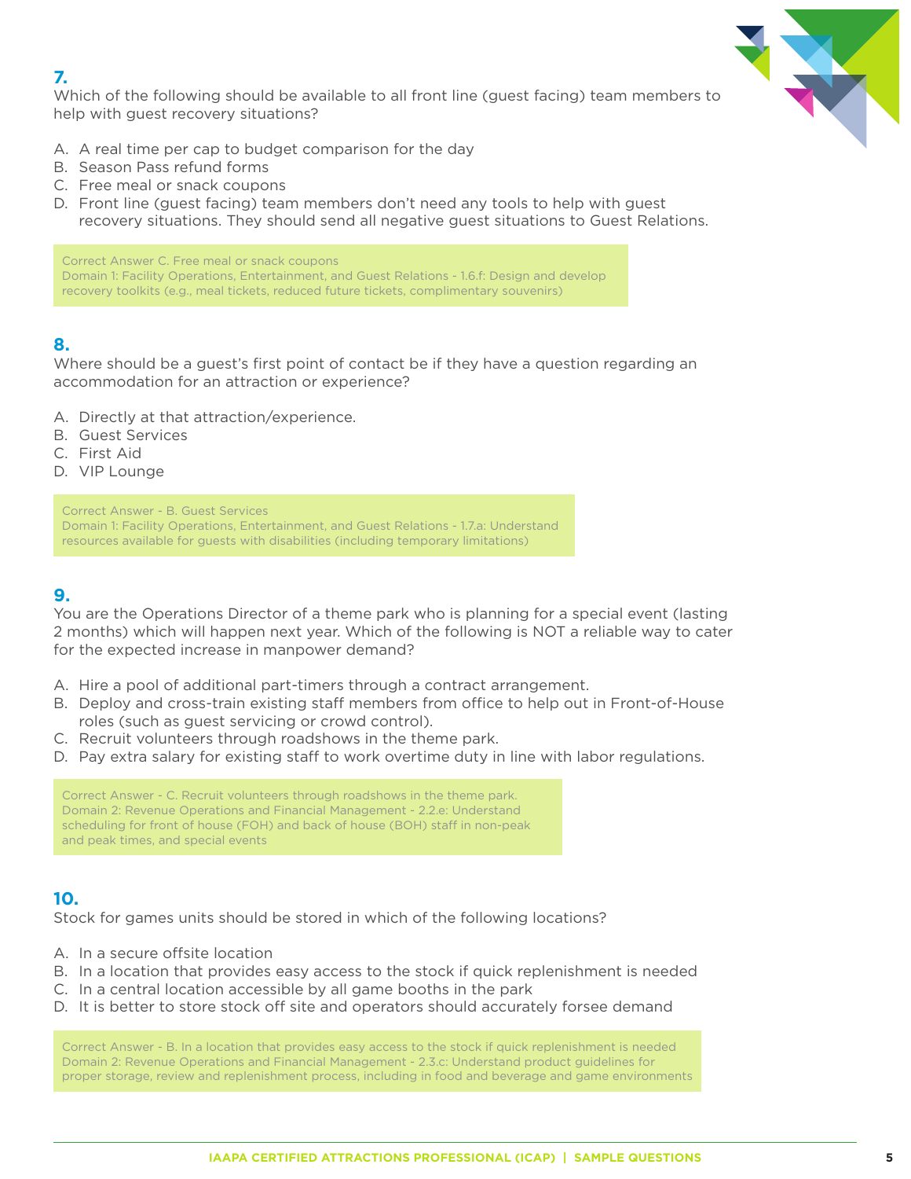### 7.

Which of the following should be available to all front line (guest facing) team members to help with guest recovery situations?

A. A real time per cap to budget comparison for the day
B. Season Pass refund forms
C. Free meal or snack coupons
D. Front line (guest facing) team members don't need any tools to help with guest recovery situations. They should send all negative guest situations to Guest Relations.

> Correct Answer C. Free meal or snack coupons
> Domain 1: Facility Operations, Entertainment, and Guest Relations - 1.6.f: Design and develop recovery toolkits (e.g., meal tickets, reduced future tickets, complimentary souvenirs)

### 8.

Where should be a guest's first point of contact be if they have a question regarding an accommodation for an attraction or experience?

A. Directly at that attraction/experience.
B. Guest Services
C. First Aid
D. VIP Lounge

> Correct Answer - B. Guest Services
> Domain 1: Facility Operations, Entertainment, and Guest Relations - 1.7.a: Understand resources available for guests with disabilities (including temporary limitations)

### 9.

You are the Operations Director of a theme park who is planning for a special event (lasting 2 months) which will happen next year. Which of the following is NOT a reliable way to cater for the expected increase in manpower demand?

A. Hire a pool of additional part-timers through a contract arrangement.
B. Deploy and cross-train existing staff members from office to help out in Front-of-House roles (such as guest servicing or crowd control).
C. Recruit volunteers through roadshows in the theme park.
D. Pay extra salary for existing staff to work overtime duty in line with labor regulations.

> Correct Answer - C. Recruit volunteers through roadshows in the theme park.
> Domain 2: Revenue Operations and Financial Management - 2.2.e: Understand scheduling for front of house (FOH) and back of house (BOH) staff in non-peak and peak times, and special events

### 10.

Stock for games units should be stored in which of the following locations?

A. In a secure offsite location
B. In a location that provides easy access to the stock if quick replenishment is needed
C. In a central location accessible by all game booths in the park
D. It is better to store stock off site and operators should accurately forsee demand

> Correct Answer - B. In a location that provides easy access to the stock if quick replenishment is needed
> Domain 2: Revenue Operations and Financial Management - 2.3.c: Understand product guidelines for proper storage, review and replenishment process, including in food and beverage and game environments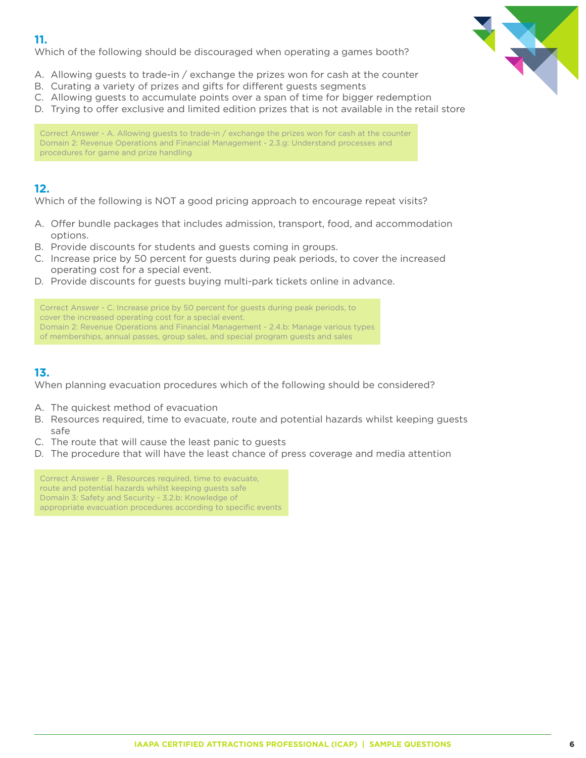### 11.

Which of the following should be discouraged when operating a games booth?

A. Allowing guests to trade-in / exchange the prizes won for cash at the counter
B. Curating a variety of prizes and gifts for different guests segments
C. Allowing guests to accumulate points over a span of time for bigger redemption
D. Trying to offer exclusive and limited edition prizes that is not available in the retail store

> Correct Answer - A. Allowing guests to trade-in / exchange the prizes won for cash at the counter
> Domain 2: Revenue Operations and Financial Management - 2.3.g: Understand processes and procedures for game and prize handling

### 12.

Which of the following is NOT a good pricing approach to encourage repeat visits?

A. Offer bundle packages that includes admission, transport, food, and accommodation options.
B. Provide discounts for students and guests coming in groups.
C. Increase price by 50 percent for guests during peak periods, to cover the increased operating cost for a special event.
D. Provide discounts for guests buying multi-park tickets online in advance.

> Correct Answer - C. Increase price by 50 percent for guests during peak periods, to cover the increased operating cost for a special event.
> Domain 2: Revenue Operations and Financial Management - 2.4.b: Manage various types of memberships, annual passes, group sales, and special program guests and sales

### 13.

When planning evacuation procedures which of the following should be considered?

A. The quickest method of evacuation
B. Resources required, time to evacuate, route and potential hazards whilst keeping guests safe
C. The route that will cause the least panic to guests
D. The procedure that will have the least chance of press coverage and media attention

> Correct Answer - B. Resources required, time to evacuate, route and potential hazards whilst keeping guests safe
> Domain 3: Safety and Security - 3.2.b: Knowledge of appropriate evacuation procedures according to specific events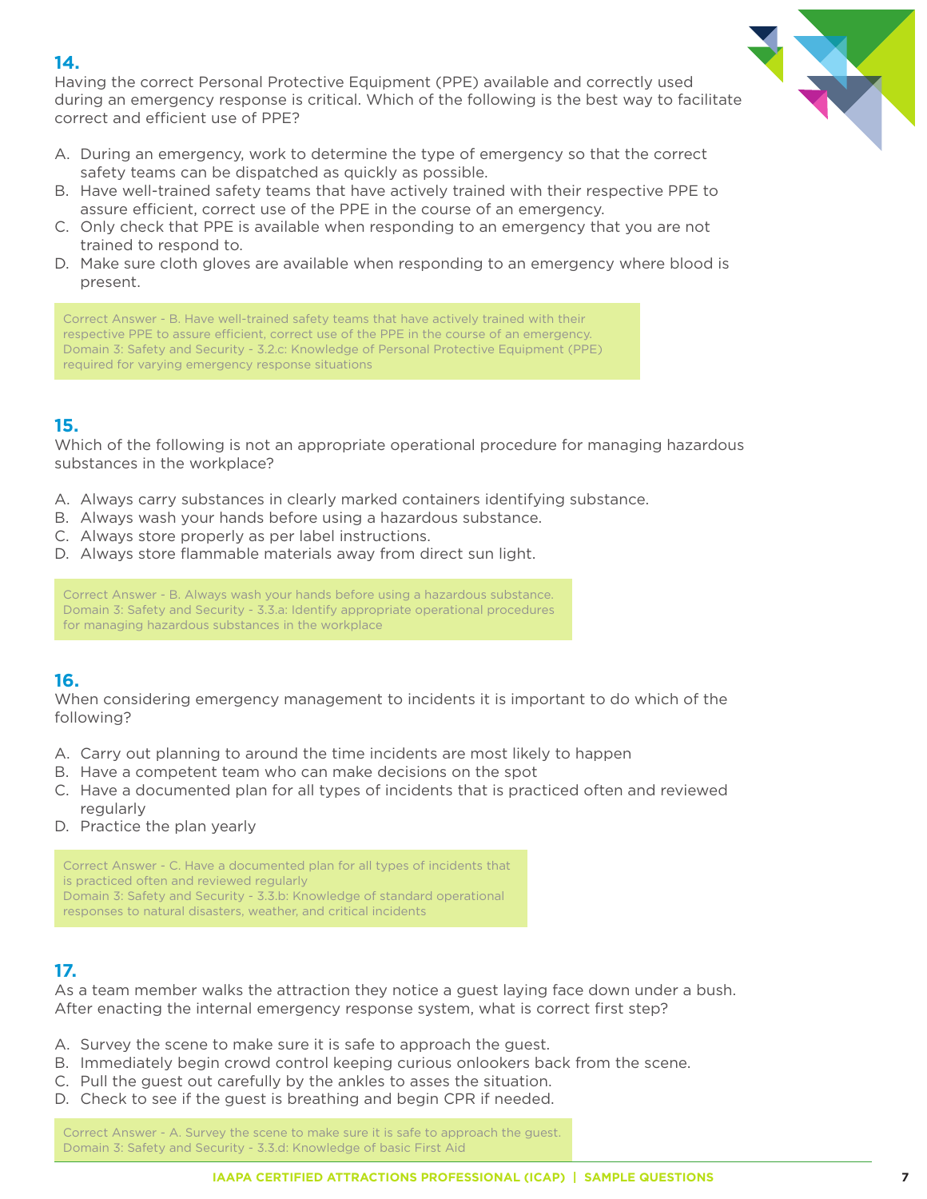## 14.

Having the correct Personal Protective Equipment (PPE) available and correctly used during an emergency response is critical. Which of the following is the best way to facilitate correct and efficient use of PPE?

A. During an emergency, work to determine the type of emergency so that the correct safety teams can be dispatched as quickly as possible.
B. Have well-trained safety teams that have actively trained with their respective PPE to assure efficient, correct use of the PPE in the course of an emergency.
C. Only check that PPE is available when responding to an emergency that you are not trained to respond to.
D. Make sure cloth gloves are available when responding to an emergency where blood is present.

> Correct Answer - B. Have well-trained safety teams that have actively trained with their respective PPE to assure efficient, correct use of the PPE in the course of an emergency.
> Domain 3: Safety and Security - 3.2.c: Knowledge of Personal Protective Equipment (PPE) required for varying emergency response situations

## 15.

Which of the following is not an appropriate operational procedure for managing hazardous substances in the workplace?

A. Always carry substances in clearly marked containers identifying substance.
B. Always wash your hands before using a hazardous substance.
C. Always store properly as per label instructions.
D. Always store flammable materials away from direct sun light.

> Correct Answer - B. Always wash your hands before using a hazardous substance.
> Domain 3: Safety and Security - 3.3.a: Identify appropriate operational procedures for managing hazardous substances in the workplace

## 16.

When considering emergency management to incidents it is important to do which of the following?

A. Carry out planning to around the time incidents are most likely to happen
B. Have a competent team who can make decisions on the spot
C. Have a documented plan for all types of incidents that is practiced often and reviewed regularly
D. Practice the plan yearly

> Correct Answer - C. Have a documented plan for all types of incidents that is practiced often and reviewed regularly
> Domain 3: Safety and Security - 3.3.b: Knowledge of standard operational responses to natural disasters, weather, and critical incidents

## 17.

As a team member walks the attraction they notice a guest laying face down under a bush. After enacting the internal emergency response system, what is correct first step?

A. Survey the scene to make sure it is safe to approach the guest.
B. Immediately begin crowd control keeping curious onlookers back from the scene.
C. Pull the guest out carefully by the ankles to asses the situation.
D. Check to see if the guest is breathing and begin CPR if needed.

> Correct Answer - A. Survey the scene to make sure it is safe to approach the guest.
> Domain 3: Safety and Security - 3.3.d: Knowledge of basic First Aid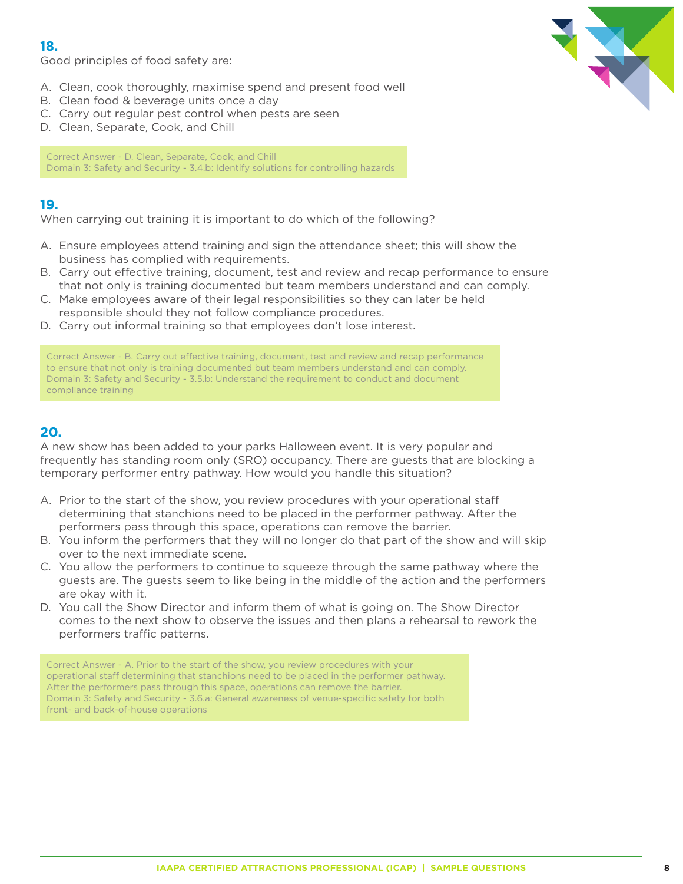### 18.

Good principles of food safety are:

A. Clean, cook thoroughly, maximise spend and present food well
B. Clean food & beverage units once a day
C. Carry out regular pest control when pests are seen
D. Clean, Separate, Cook, and Chill

> Correct Answer - D. Clean, Separate, Cook, and Chill
> Domain 3: Safety and Security - 3.4.b: Identify solutions for controlling hazards

### 19.

When carrying out training it is important to do which of the following?

A. Ensure employees attend training and sign the attendance sheet; this will show the business has complied with requirements.
B. Carry out effective training, document, test and review and recap performance to ensure that not only is training documented but team members understand and can comply.
C. Make employees aware of their legal responsibilities so they can later be held responsible should they not follow compliance procedures.
D. Carry out informal training so that employees don't lose interest.

> Correct Answer - B. Carry out effective training, document, test and review and recap performance to ensure that not only is training documented but team members understand and can comply.
> Domain 3: Safety and Security - 3.5.b: Understand the requirement to conduct and document compliance training

### 20.

A new show has been added to your parks Halloween event. It is very popular and frequently has standing room only (SRO) occupancy. There are guests that are blocking a temporary performer entry pathway. How would you handle this situation?

A. Prior to the start of the show, you review procedures with your operational staff determining that stanchions need to be placed in the performer pathway. After the performers pass through this space, operations can remove the barrier.
B. You inform the performers that they will no longer do that part of the show and will skip over to the next immediate scene.
C. You allow the performers to continue to squeeze through the same pathway where the guests are. The guests seem to like being in the middle of the action and the performers are okay with it.
D. You call the Show Director and inform them of what is going on. The Show Director comes to the next show to observe the issues and then plans a rehearsal to rework the performers traffic patterns.

> Correct Answer - A. Prior to the start of the show, you review procedures with your operational staff determining that stanchions need to be placed in the performer pathway. After the performers pass through this space, operations can remove the barrier.
> Domain 3: Safety and Security - 3.6.a: General awareness of venue-specific safety for both front- and back-of-house operations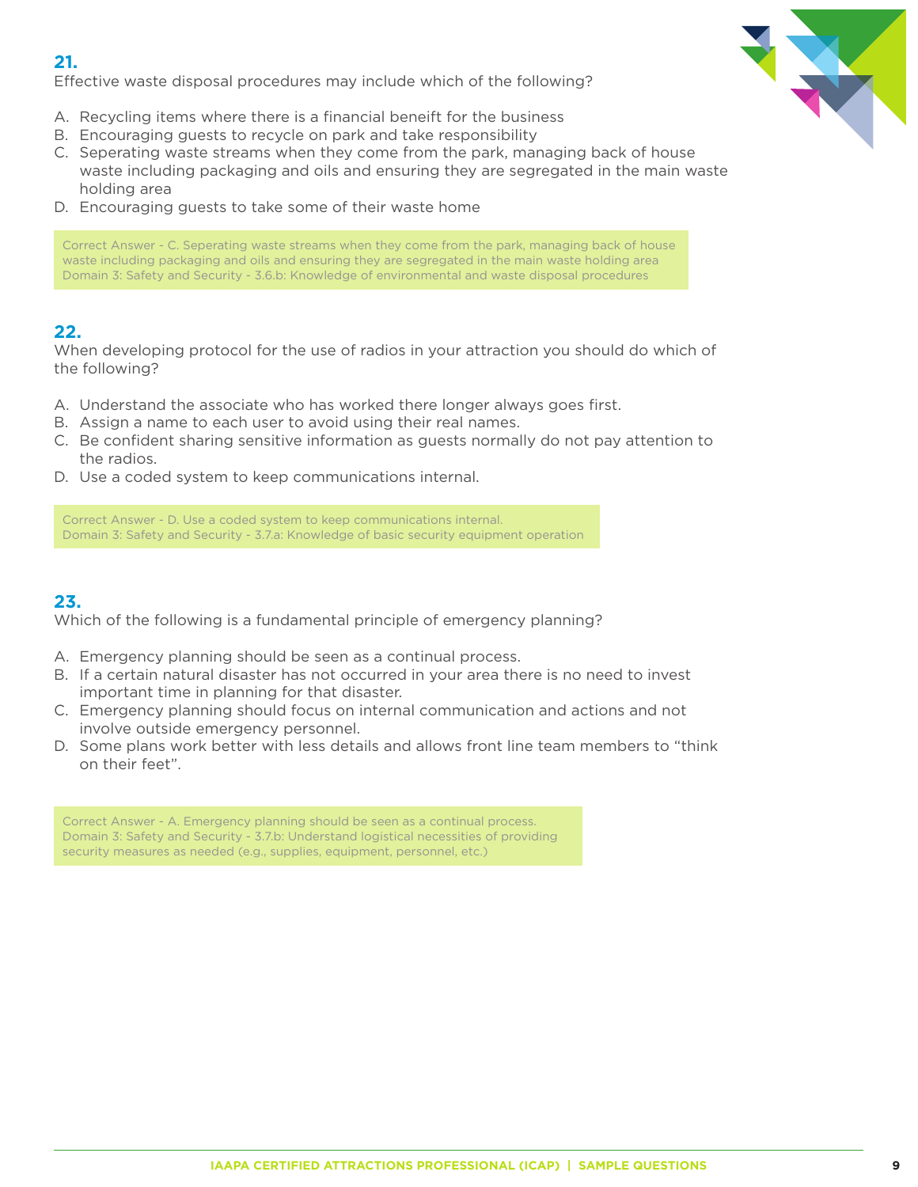**21.**

Effective waste disposal procedures may include which of the following?

A. Recycling items where there is a financial beneift for the business
B. Encouraging guests to recycle on park and take responsibility
C. Seperating waste streams when they come from the park, managing back of house waste including packaging and oils and ensuring they are segregated in the main waste holding area
D. Encouraging guests to take some of their waste home

> Correct Answer - C. Seperating waste streams when they come from the park, managing back of house waste including packaging and oils and ensuring they are segregated in the main waste holding area
> Domain 3: Safety and Security - 3.6.b: Knowledge of environmental and waste disposal procedures

**22.**

When developing protocol for the use of radios in your attraction you should do which of the following?

A. Understand the associate who has worked there longer always goes first.
B. Assign a name to each user to avoid using their real names.
C. Be confident sharing sensitive information as guests normally do not pay attention to the radios.
D. Use a coded system to keep communications internal.

> Correct Answer - D. Use a coded system to keep communications internal.
> Domain 3: Safety and Security - 3.7.a: Knowledge of basic security equipment operation

**23.**

Which of the following is a fundamental principle of emergency planning?

A. Emergency planning should be seen as a continual process.
B. If a certain natural disaster has not occurred in your area there is no need to invest important time in planning for that disaster.
C. Emergency planning should focus on internal communication and actions and not involve outside emergency personnel.
D. Some plans work better with less details and allows front line team members to "think on their feet".

> Correct Answer - A. Emergency planning should be seen as a continual process.
> Domain 3: Safety and Security - 3.7.b: Understand logistical necessities of providing security measures as needed (e.g., supplies, equipment, personnel, etc.)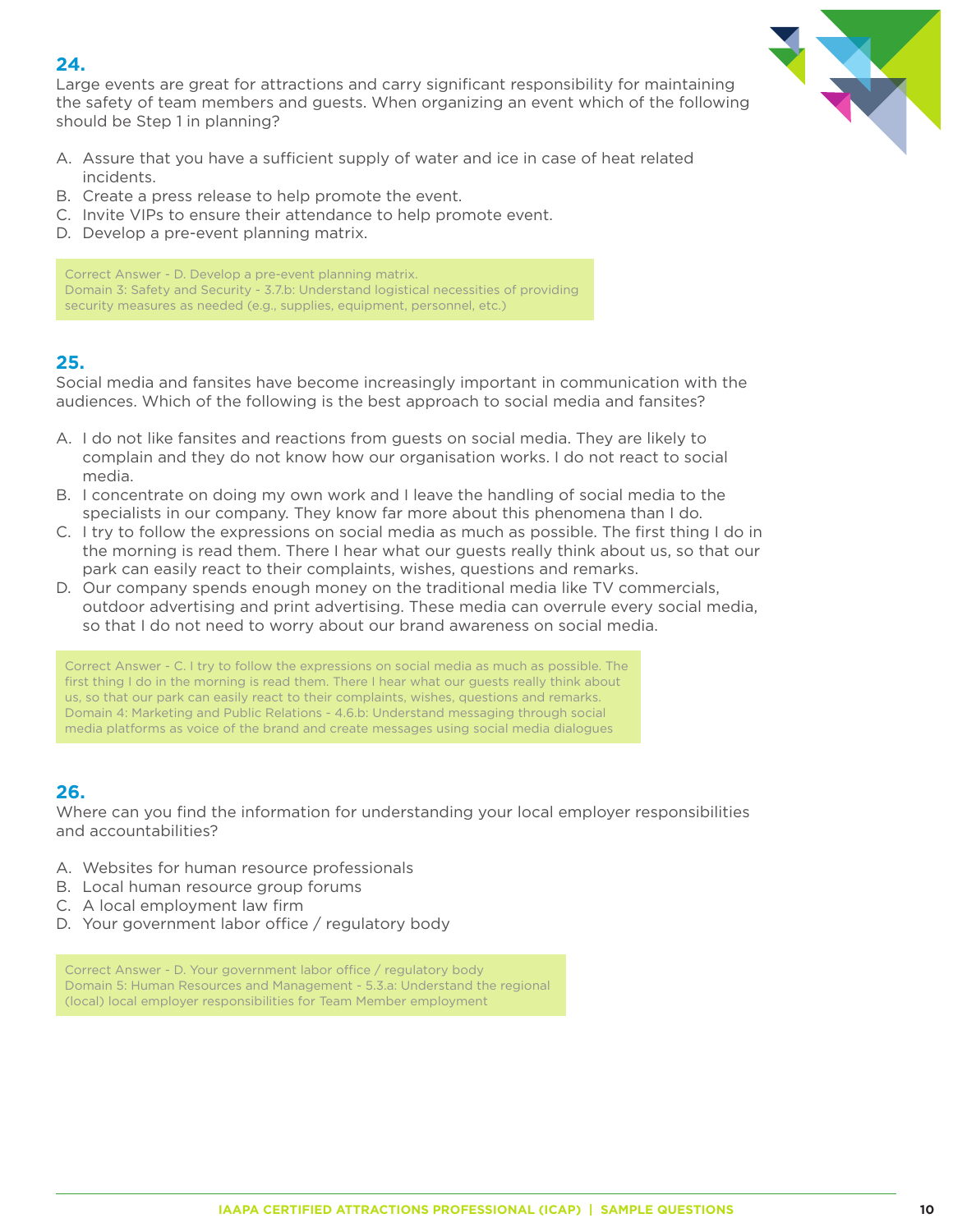## 24.

Large events are great for attractions and carry significant responsibility for maintaining the safety of team members and guests. When organizing an event which of the following should be Step 1 in planning?

A. Assure that you have a sufficient supply of water and ice in case of heat related incidents.
B. Create a press release to help promote the event.
C. Invite VIPs to ensure their attendance to help promote event.
D. Develop a pre-event planning matrix.

> Correct Answer - D. Develop a pre-event planning matrix.
> Domain 3: Safety and Security - 3.7.b: Understand logistical necessities of providing security measures as needed (e.g., supplies, equipment, personnel, etc.)

## 25.

Social media and fansites have become increasingly important in communication with the audiences. Which of the following is the best approach to social media and fansites?

A. I do not like fansites and reactions from guests on social media. They are likely to complain and they do not know how our organisation works. I do not react to social media.
B. I concentrate on doing my own work and I leave the handling of social media to the specialists in our company. They know far more about this phenomena than I do.
C. I try to follow the expressions on social media as much as possible. The first thing I do in the morning is read them. There I hear what our guests really think about us, so that our park can easily react to their complaints, wishes, questions and remarks.
D. Our company spends enough money on the traditional media like TV commercials, outdoor advertising and print advertising. These media can overrule every social media, so that I do not need to worry about our brand awareness on social media.

> Correct Answer - C. I try to follow the expressions on social media as much as possible. The first thing I do in the morning is read them. There I hear what our guests really think about us, so that our park can easily react to their complaints, wishes, questions and remarks.
> Domain 4: Marketing and Public Relations - 4.6.b: Understand messaging through social media platforms as voice of the brand and create messages using social media dialogues

## 26.

Where can you find the information for understanding your local employer responsibilities and accountabilities?

A. Websites for human resource professionals
B. Local human resource group forums
C. A local employment law firm
D. Your government labor office / regulatory body

> Correct Answer - D. Your government labor office / regulatory body
> Domain 5: Human Resources and Management - 5.3.a: Understand the regional (local) local employer responsibilities for Team Member employment